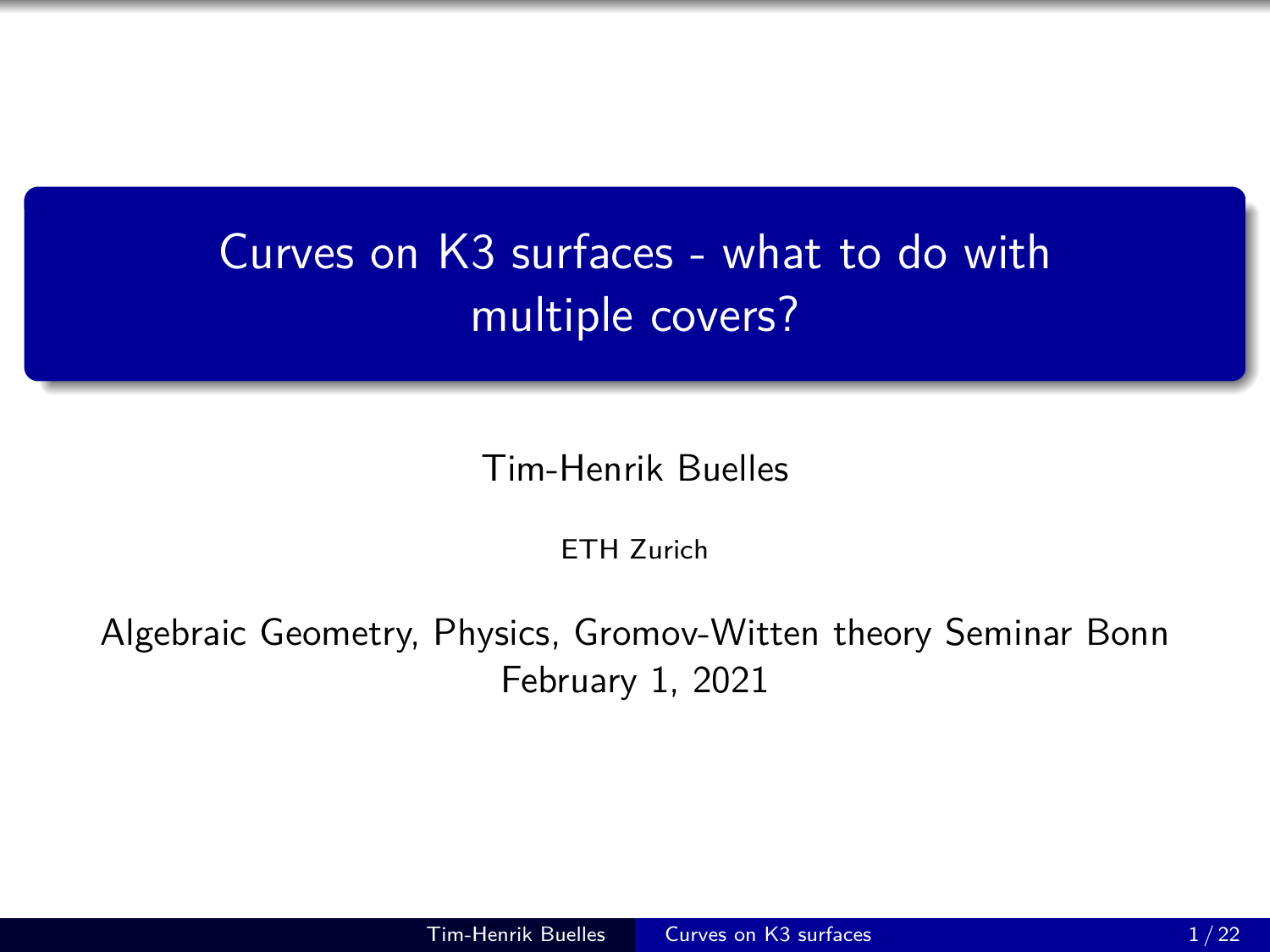# Curves on K3 surfaces - what to do with multiple covers?

Tim-Henrik Buelles

ETH Zurich

Algebraic Geometry, Physics, Gromov-Witten theory Seminar Bonn
February 1, 2021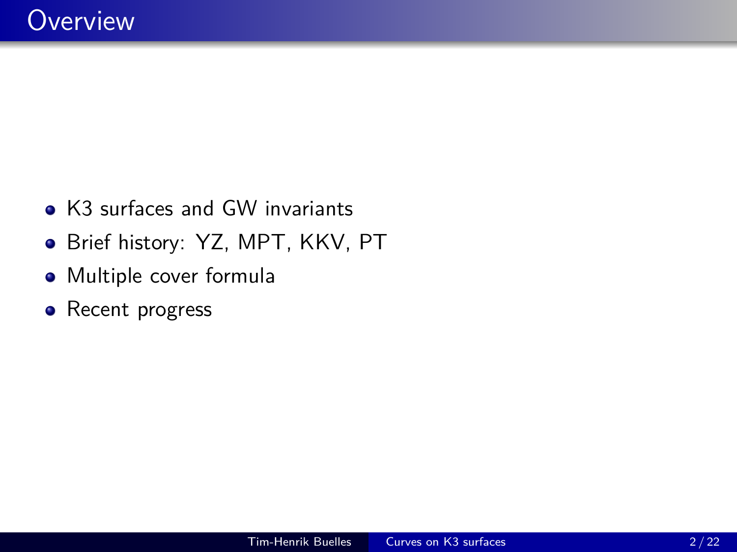# Overview

- K3 surfaces and GW invariants
- Brief history: YZ, MPT, KKV, PT
- Multiple cover formula
- Recent progress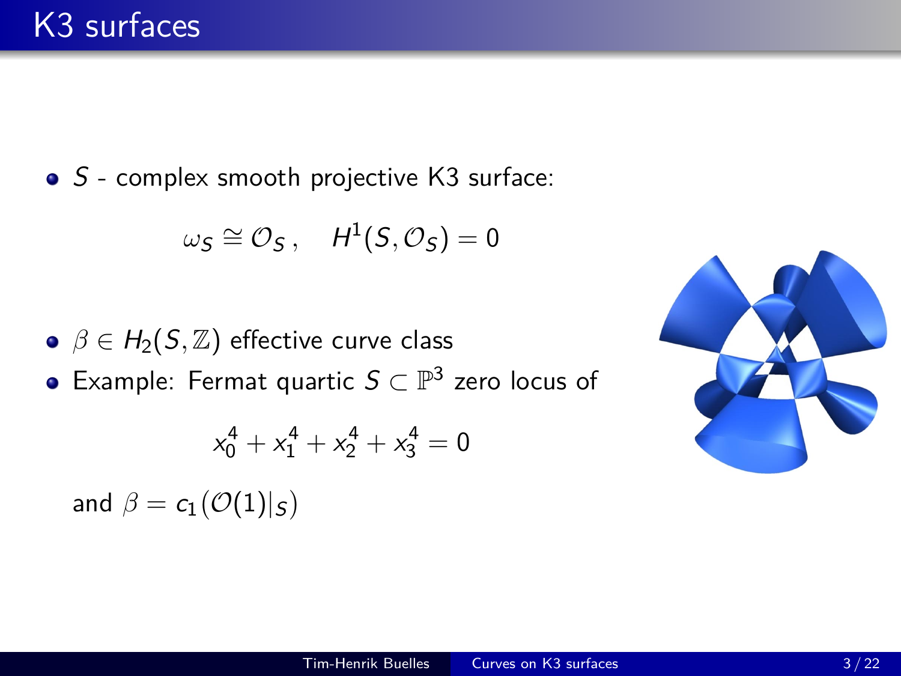# K3 surfaces

- $S$ - complex smooth projective K3 surface:

$$\omega_S \cong \mathcal{O}_S \,, \quad H^1(S, \mathcal{O}_S) = 0$$

- $\beta \in H_2(S, \mathbb{Z})$ effective curve class
- Example: Fermat quartic $S \subset \mathbb{P}^3$ zero locus of

$$x_0^4 + x_1^4 + x_2^4 + x_3^4 = 0$$

and $\beta = c_1(\mathcal{O}(1)|_S)$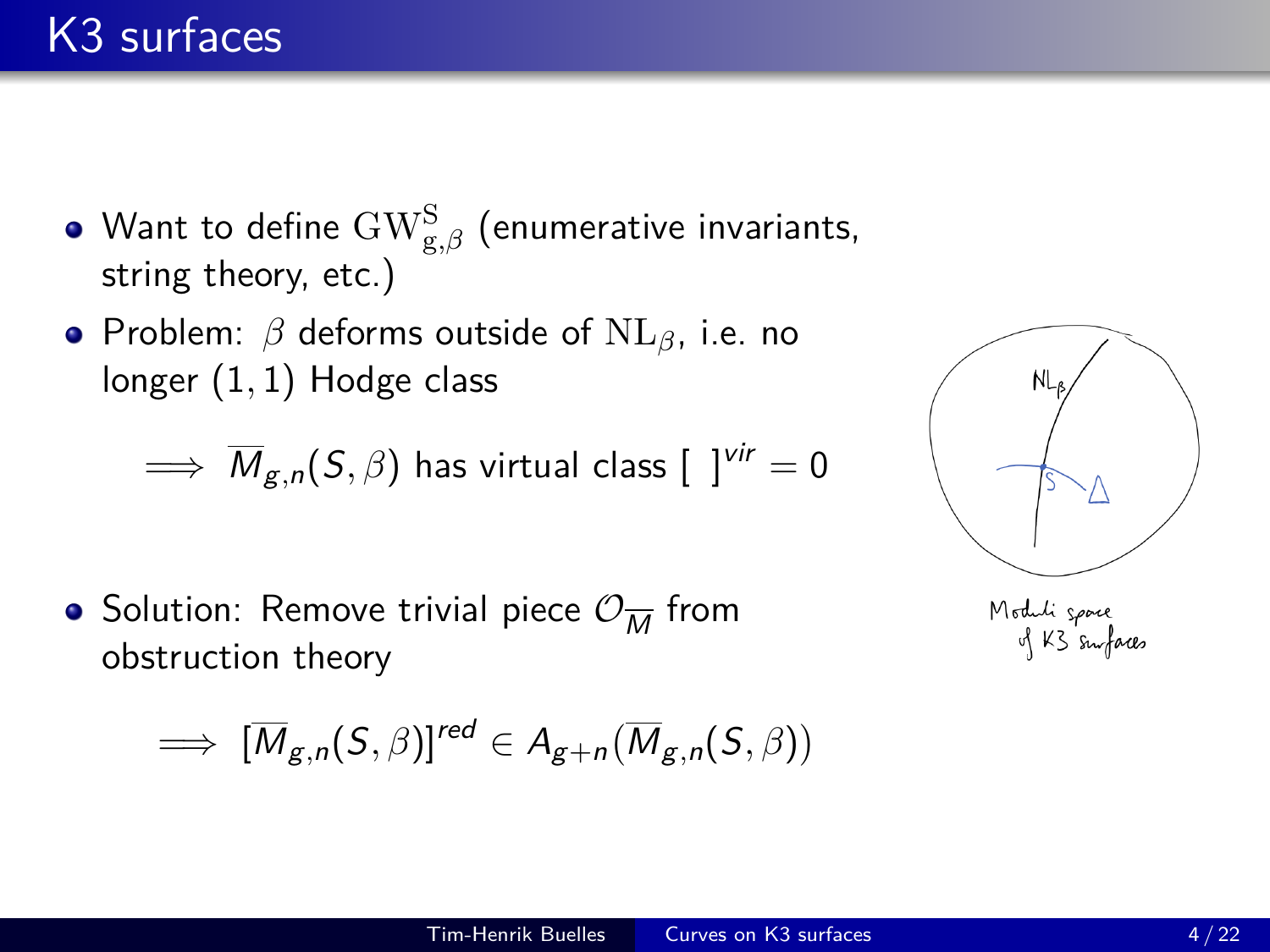# K3 surfaces

- Want to define $\mathrm{GW}^{\mathrm{S}}_{\mathrm{g},\beta}$ (enumerative invariants, string theory, etc.)
- Problem: $\beta$ deforms outside of $\mathrm{NL}_\beta$, i.e. no longer $(1,1)$ Hodge class

$$\implies \overline{M}_{g,n}(S,\beta) \text{ has virtual class } [\ ]^{vir} = 0$$

- Solution: Remove trivial piece $\mathcal{O}_{\overline{M}}$ from obstruction theory

$$\implies [\overline{M}_{g,n}(S,\beta)]^{red} \in A_{g+n}(\overline{M}_{g,n}(S,\beta))$$

Moduli space of K3 surfaces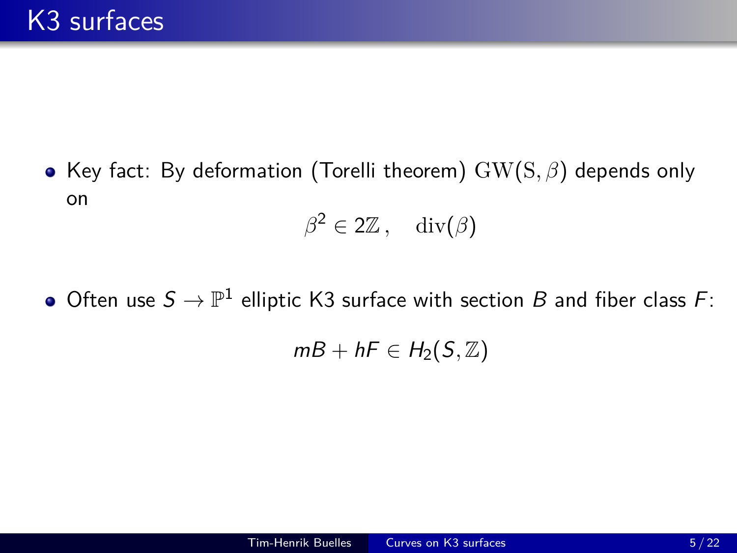# K3 surfaces

- Key fact: By deformation (Torelli theorem) $\mathrm{GW}(\mathrm{S}, \beta)$ depends only on

$$\beta^2 \in 2\mathbb{Z}\,, \quad \mathrm{div}(\beta)$$

- Often use $S \to \mathbb{P}^1$ elliptic K3 surface with section $B$ and fiber class $F$:

$$mB + hF \in H_2(S, \mathbb{Z})$$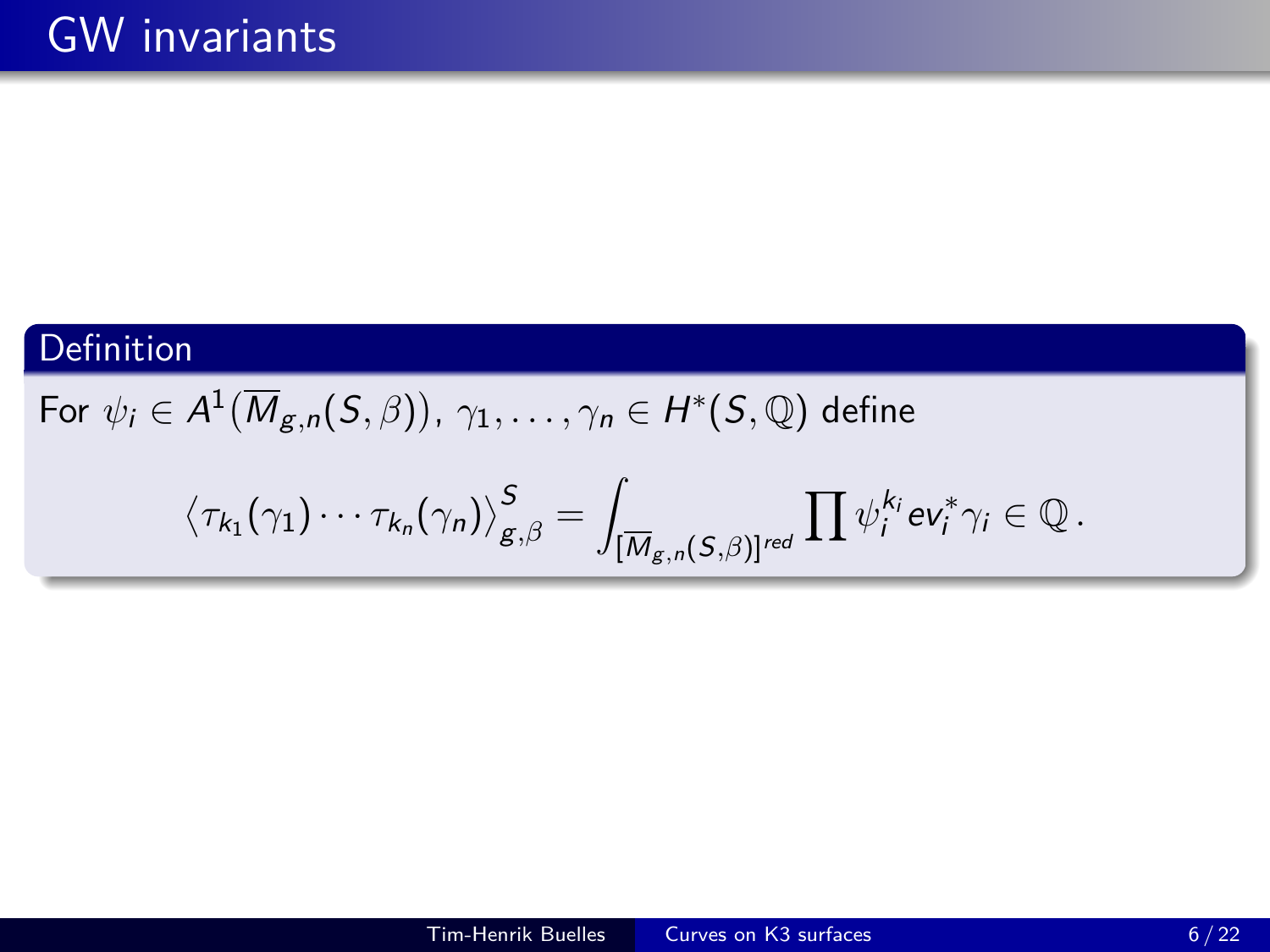# GW invariants

**Definition**

For $\psi_i \in A^1(\overline{M}_{g,n}(S,\beta))$, $\gamma_1, \ldots, \gamma_n \in H^*(S,\mathbb{Q})$ define

$$\left\langle \tau_{k_1}(\gamma_1) \cdots \tau_{k_n}(\gamma_n) \right\rangle_{g,\beta}^{S} = \int_{[\overline{M}_{g,n}(S,\beta)]^{red}} \prod \psi_i^{k_i} ev_i^* \gamma_i \in \mathbb{Q} \, .$$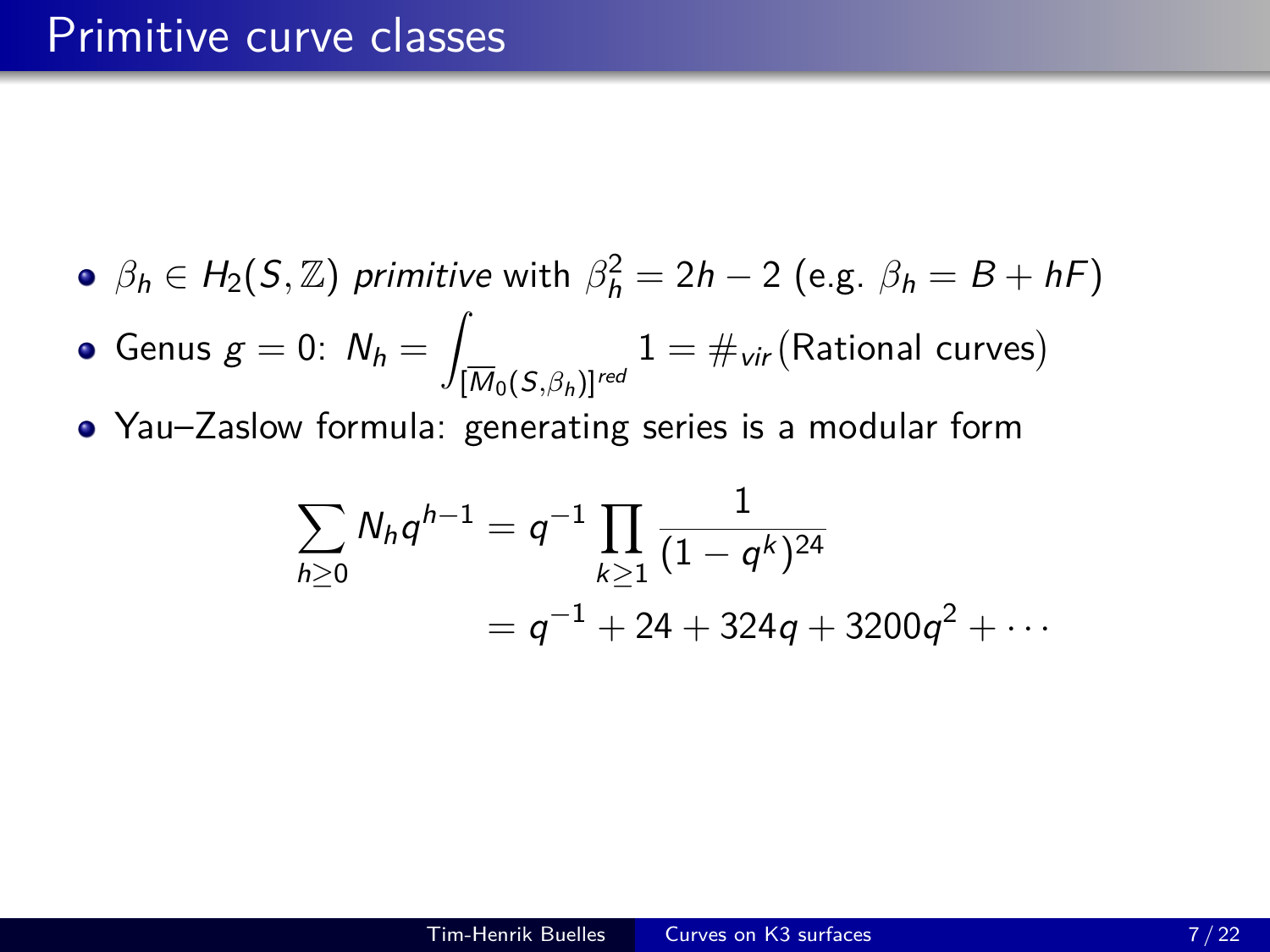# Primitive curve classes

- $\beta_h \in H_2(S, \mathbb{Z})$ *primitive* with $\beta_h^2 = 2h - 2$ (e.g. $\beta_h = B + hF$)
- Genus $g = 0$: $N_h = \int_{[\overline{M}_0(S,\beta_h)]^{red}} 1 = \#_{vir}(\text{Rational curves})$
- Yau–Zaslow formula: generating series is a modular form

$$
\begin{aligned}
\sum_{h \geq 0} N_h q^{h-1} &= q^{-1} \prod_{k \geq 1} \frac{1}{(1-q^k)^{24}} \\
&= q^{-1} + 24 + 324q + 3200q^2 + \cdots
\end{aligned}
$$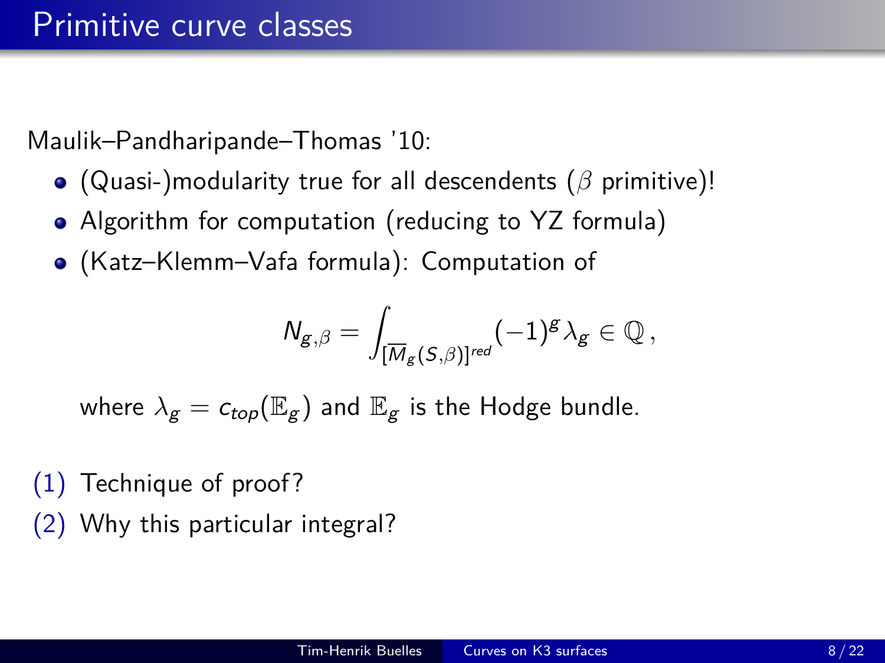# Primitive curve classes

Maulik–Pandharipande–Thomas '10:

- (Quasi-)modularity true for all descendents ($\beta$ primitive)!
- Algorithm for computation (reducing to YZ formula)
- (Katz–Klemm–Vafa formula): Computation of

$$N_{g,\beta} = \int_{[\overline{M}_g(S,\beta)]^{red}} (-1)^g \lambda_g \in \mathbb{Q}\,,$$

  where $\lambda_g = c_{top}(\mathbb{E}_g)$ and $\mathbb{E}_g$ is the Hodge bundle.

(1) Technique of proof?

(2) Why this particular integral?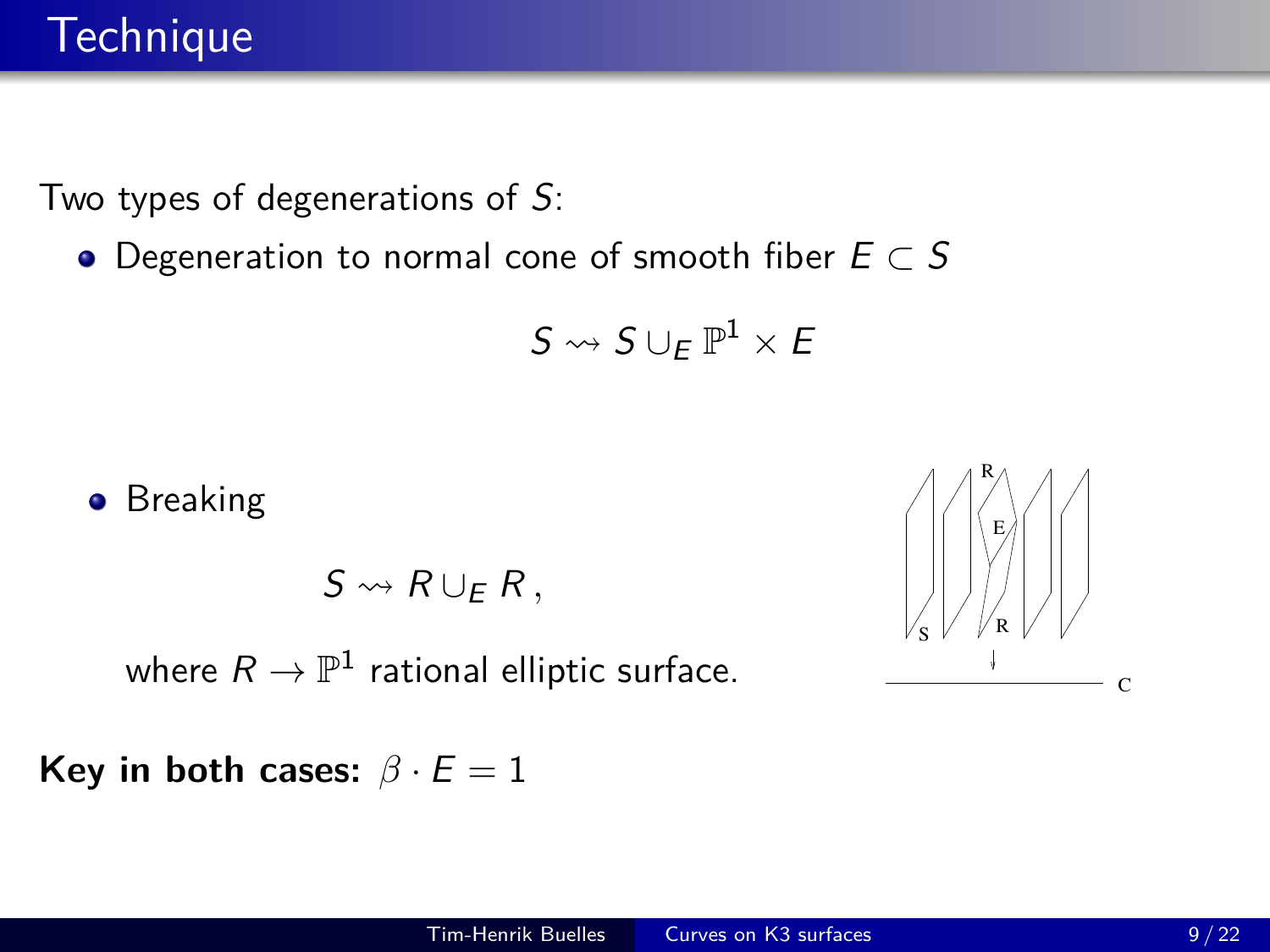# Technique

Two types of degenerations of $S$:

- Degeneration to normal cone of smooth fiber $E \subset S$

$$S \rightsquigarrow S \cup_E \mathbb{P}^1 \times E$$

- Breaking

$$S \rightsquigarrow R \cup_E R \,,$$

  where $R \to \mathbb{P}^1$ rational elliptic surface.

**Key in both cases:** $\beta \cdot E = 1$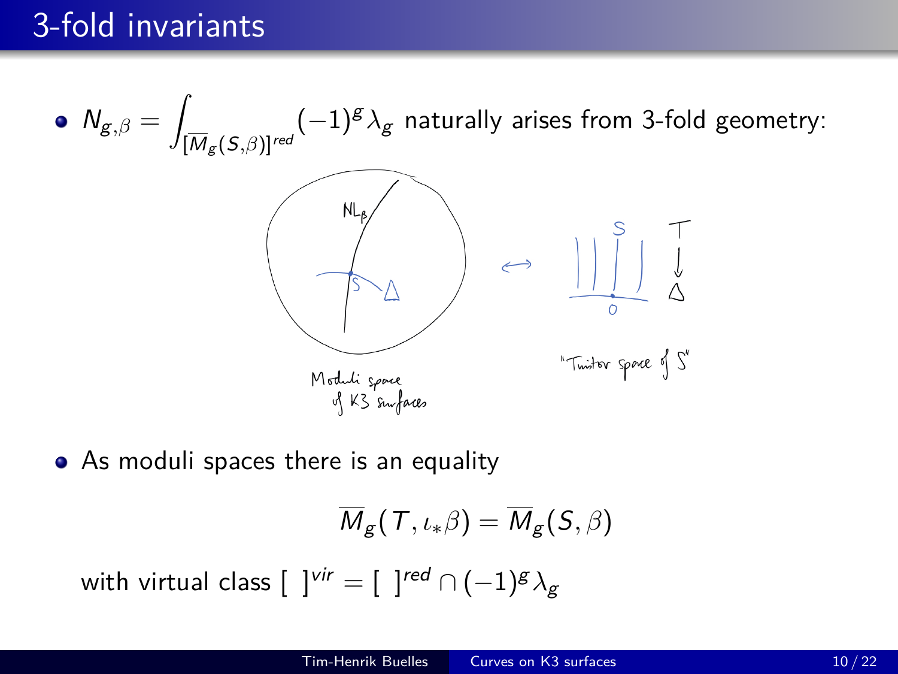# 3-fold invariants

- $N_{g,\beta} = \int_{[\overline{M}_g(S,\beta)]^{red}} (-1)^g \lambda_g$ naturally arises from 3-fold geometry:

- As moduli spaces there is an equality

$$\overline{M}_g(T, \iota_* \beta) = \overline{M}_g(S, \beta)$$

with virtual class $[\ ]^{vir} = [\ ]^{red} \cap (-1)^g \lambda_g$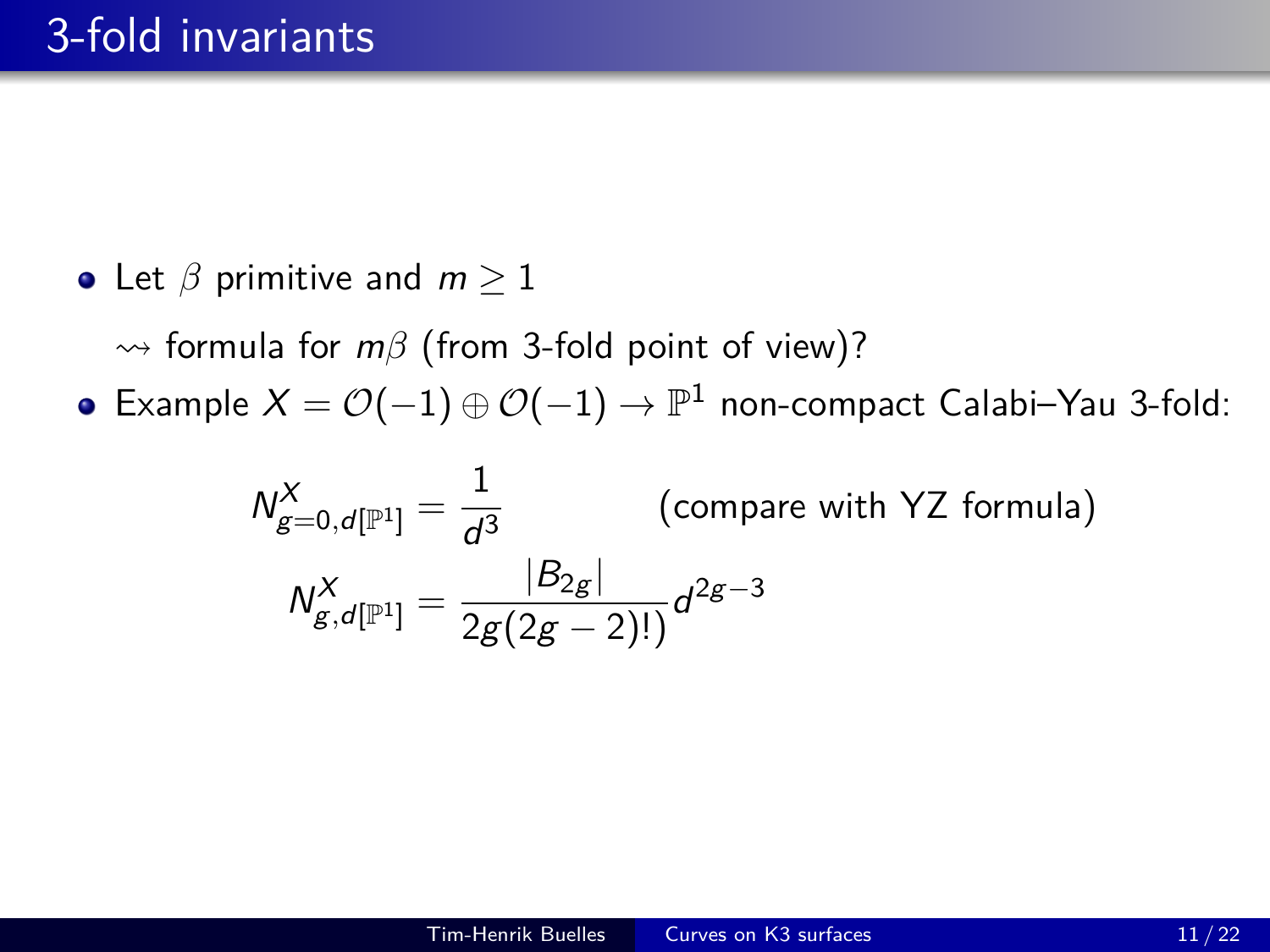# 3-fold invariants

- Let $\beta$ primitive and $m \geq 1$

  $\rightsquigarrow$ formula for $m\beta$ (from 3-fold point of view)?

- Example $X = \mathcal{O}(-1) \oplus \mathcal{O}(-1) \to \mathbb{P}^1$ non-compact Calabi–Yau 3-fold:

$$N^X_{g=0,d[\mathbb{P}^1]} = \frac{1}{d^3} \qquad \text{(compare with YZ formula)}$$

$$N^X_{g,d[\mathbb{P}^1]} = \frac{|B_{2g}|}{2g(2g-2)!)} d^{2g-3}$$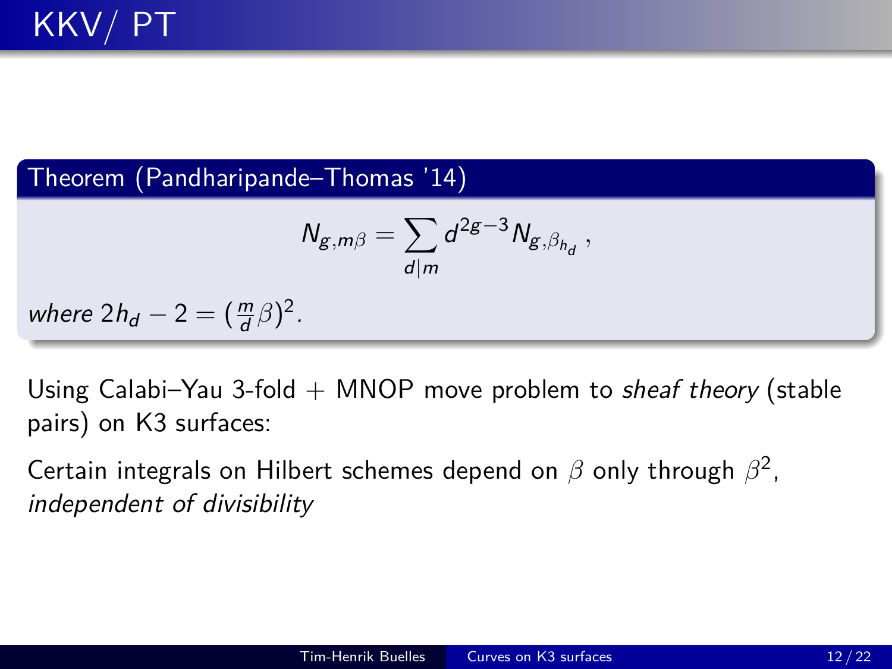# KKV/ PT

**Theorem (Pandharipande–Thomas '14)**

$$N_{g,m\beta} = \sum_{d|m} d^{2g-3} N_{g,\beta_{h_d}} \,,$$

*where* $2h_d - 2 = (\frac{m}{d}\beta)^2$*.*

Using Calabi–Yau 3-fold + MNOP move problem to *sheaf theory* (stable pairs) on K3 surfaces:

Certain integrals on Hilbert schemes depend on $\beta$ only through $\beta^2$, *independent of divisibility*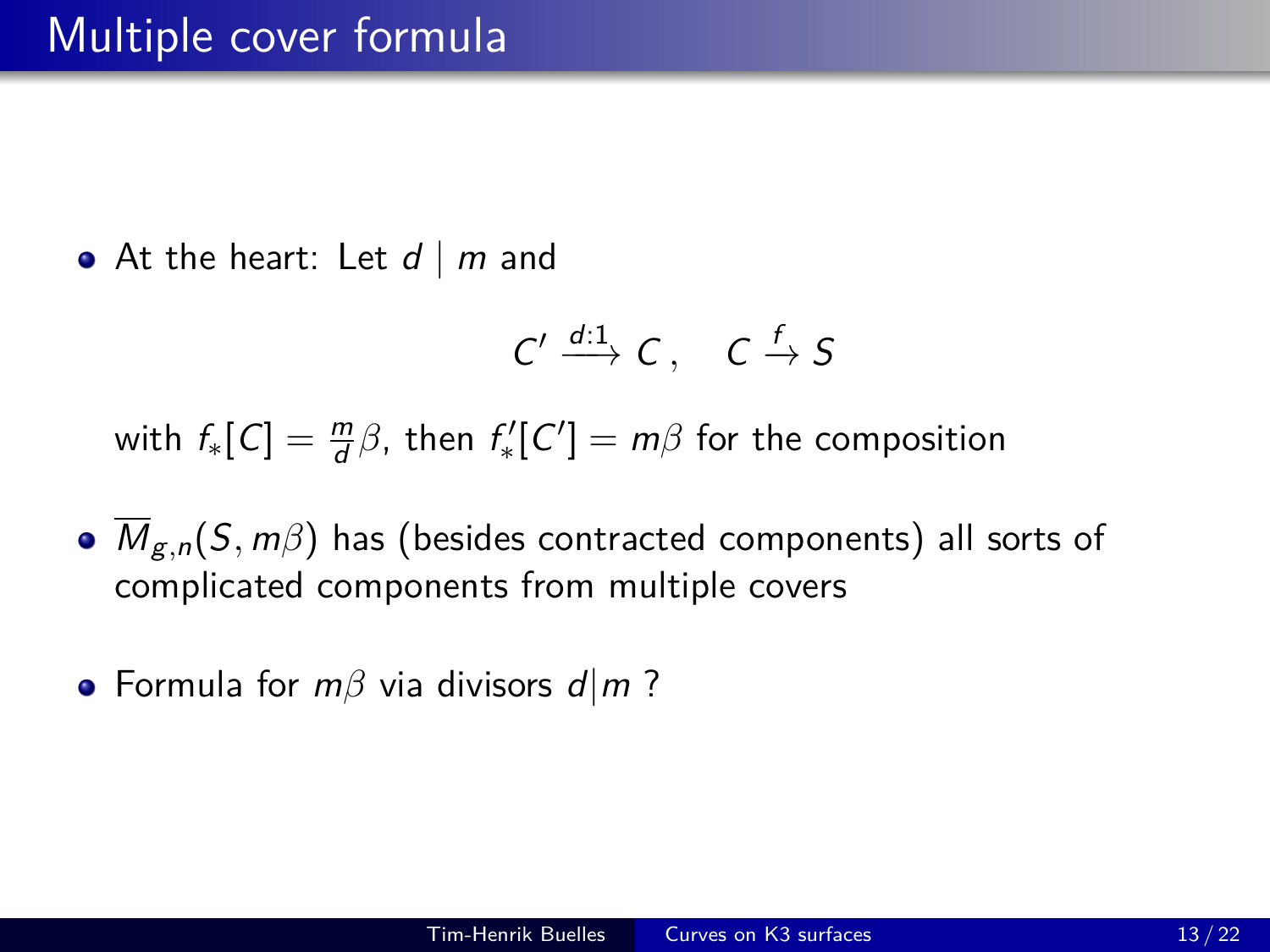# Multiple cover formula

- At the heart: Let $d \mid m$ and

$$C' \xrightarrow{d:1} C \,, \quad C \xrightarrow{f} S$$

  with $f_*[C] = \frac{m}{d}\beta$, then $f'_*[C'] = m\beta$ for the composition

- $\overline{M}_{g,n}(S, m\beta)$ has (besides contracted components) all sorts of complicated components from multiple covers

- Formula for $m\beta$ via divisors $d|m$ ?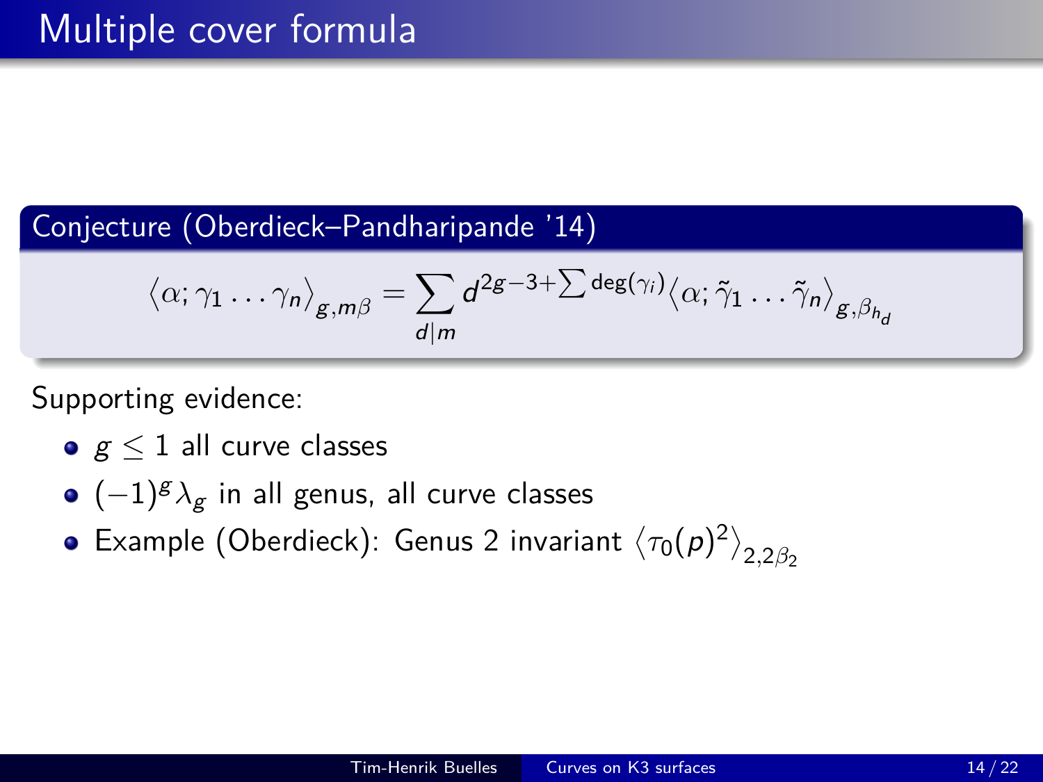# Multiple cover formula

**Conjecture (Oberdieck–Pandharipande '14)**

$$\big\langle \alpha; \gamma_1 \ldots \gamma_n \big\rangle_{g, m\beta} = \sum_{d|m} d^{2g-3+\sum \deg(\gamma_i)} \big\langle \alpha; \tilde{\gamma}_1 \ldots \tilde{\gamma}_n \big\rangle_{g, \beta_{h_d}}$$

Supporting evidence:

- $g \leq 1$ all curve classes
- $(-1)^g \lambda_g$ in all genus, all curve classes
- Example (Oberdieck): Genus 2 invariant $\big\langle \tau_0(p)^2 \big\rangle_{2, 2\beta_2}$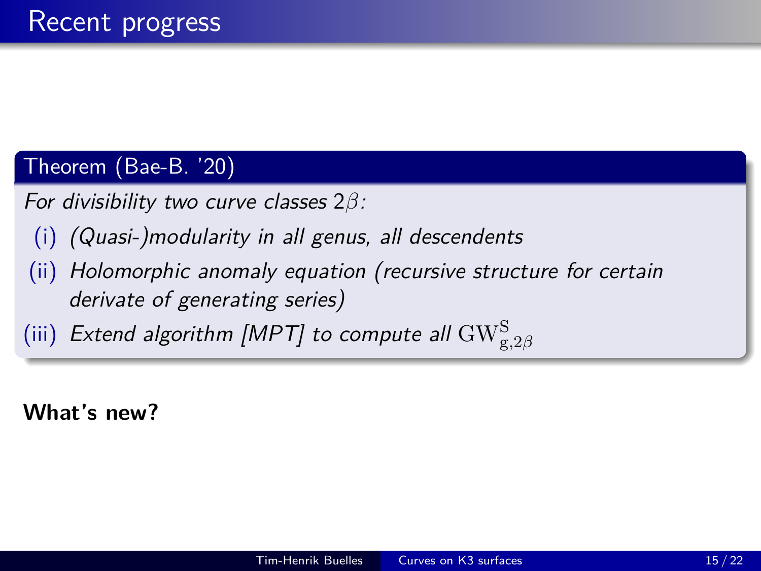# Recent progress

**Theorem (Bae-B. '20)**

*For divisibility two curve classes $2\beta$:*

- (i) *(Quasi-)modularity in all genus, all descendents*
- (ii) *Holomorphic anomaly equation (recursive structure for certain derivate of generating series)*
- (iii) *Extend algorithm [MPT] to compute all $\mathrm{GW}^{\mathrm{S}}_{\mathrm{g},2\beta}$*

**What's new?**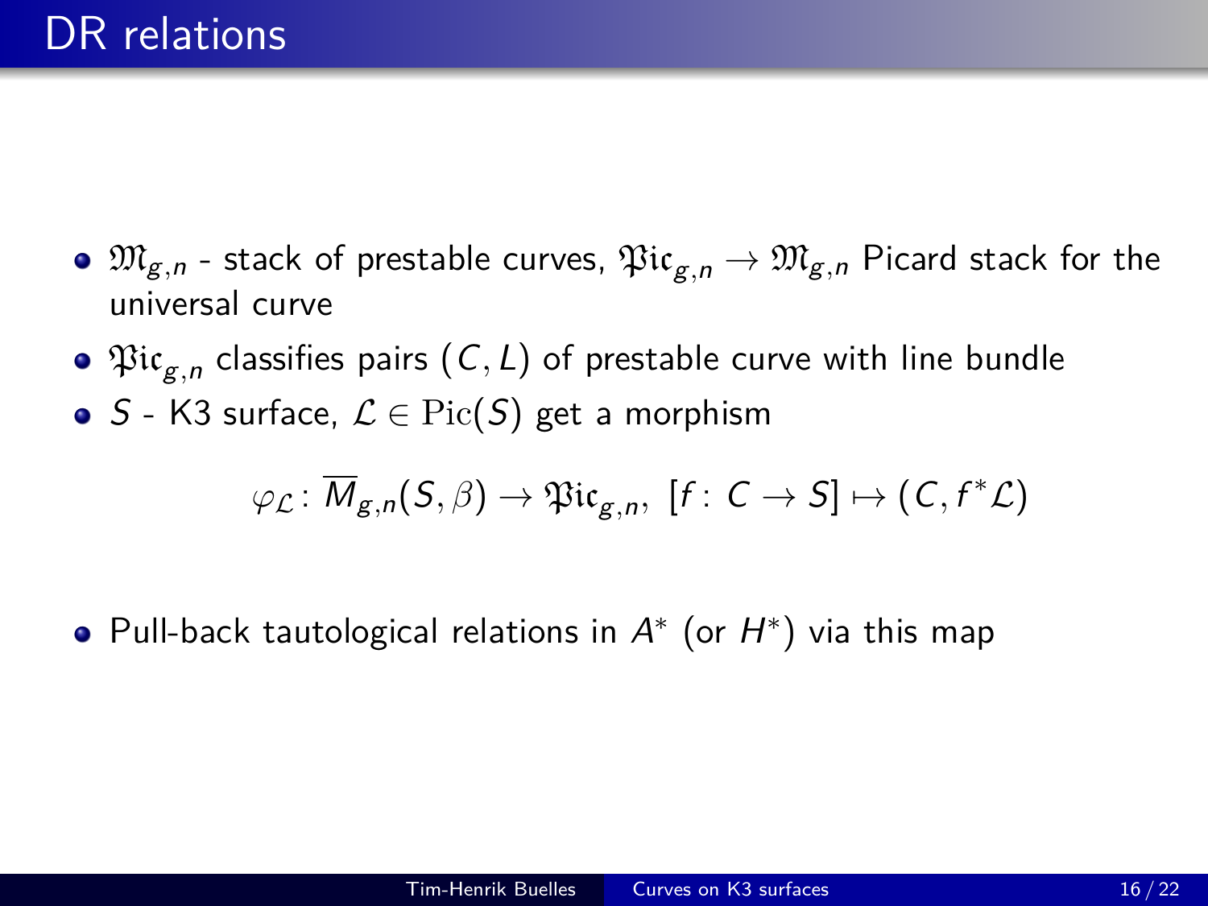# DR relations

- $\mathfrak{M}_{g,n}$ - stack of prestable curves, $\mathfrak{Pic}_{g,n} \to \mathfrak{M}_{g,n}$ Picard stack for the universal curve
- $\mathfrak{Pic}_{g,n}$ classifies pairs $(C, L)$ of prestable curve with line bundle
- $S$ - K3 surface, $\mathcal{L} \in \mathrm{Pic}(S)$ get a morphism

$$\varphi_{\mathcal{L}} \colon \overline{M}_{g,n}(S, \beta) \to \mathfrak{Pic}_{g,n}, \; [f \colon C \to S] \mapsto (C, f^*\mathcal{L})$$

- Pull-back tautological relations in $A^*$ (or $H^*$) via this map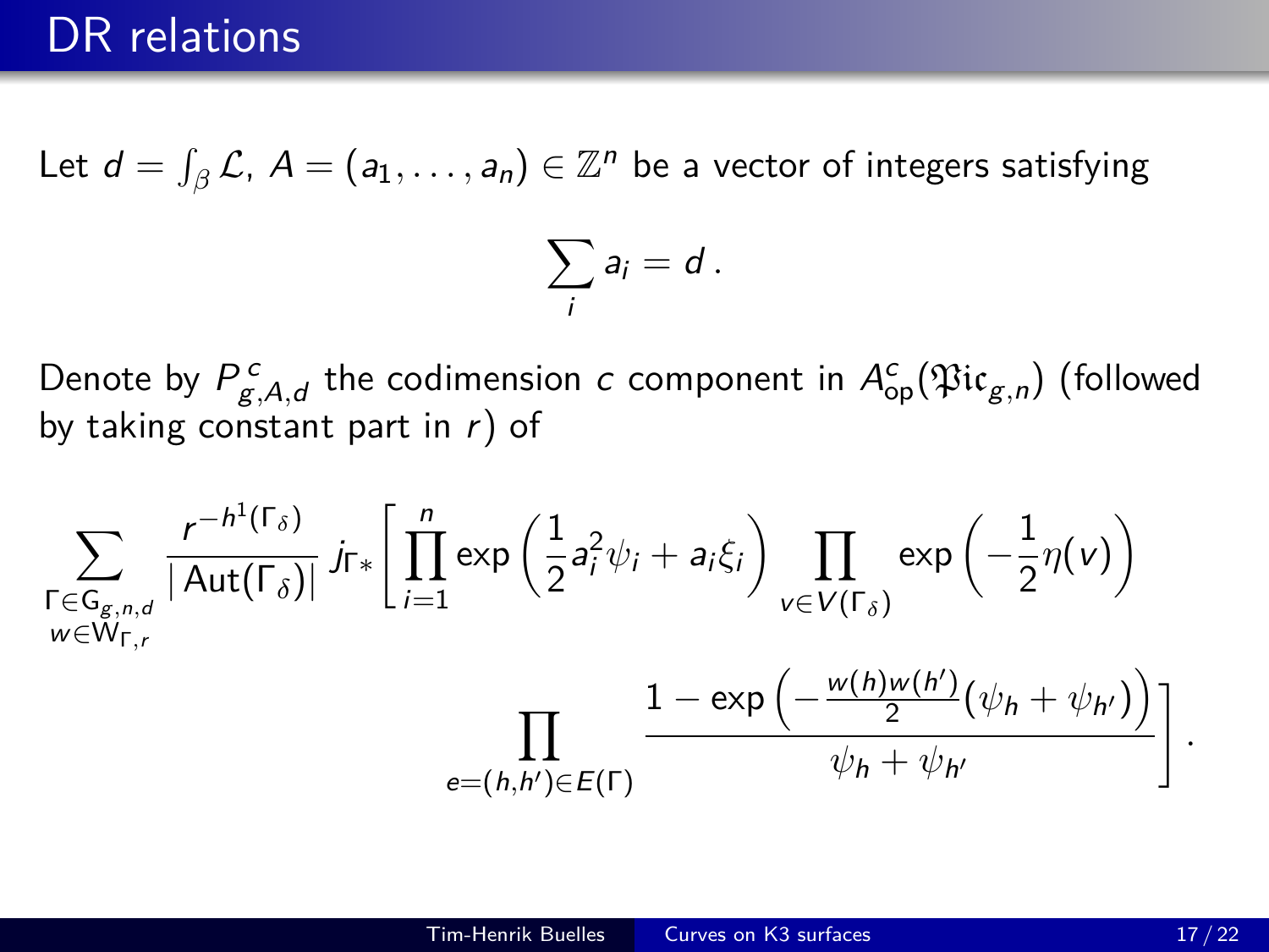# DR relations

Let $d = \int_\beta \mathcal{L}$, $A = (a_1, \ldots, a_n) \in \mathbb{Z}^n$ be a vector of integers satisfying

$$\sum_i a_i = d\,.$$

Denote by $P^{\,c}_{g,A,d}$ the codimension $c$ component in $A^c_{\mathrm{op}}(\mathfrak{Pic}_{g,n})$ (followed by taking constant part in $r$) of

$$\sum_{\substack{\Gamma \in \mathsf{G}_{g,n,d} \\ w \in \mathsf{W}_{\Gamma,r}}} \frac{r^{-h^1(\Gamma_\delta)}}{|\operatorname{Aut}(\Gamma_\delta)|} \, j_{\Gamma *}\left[ \prod_{i=1}^{n} \exp\left(\frac{1}{2} a_i^2 \psi_i + a_i \xi_i\right) \prod_{v \in V(\Gamma_\delta)} \exp\left(-\frac{1}{2}\eta(v)\right) \right.$$

$$\left. \prod_{e=(h,h') \in E(\Gamma)} \frac{1 - \exp\left(-\frac{w(h)w(h')}{2}(\psi_h + \psi_{h'})\right)}{\psi_h + \psi_{h'}} \right].$$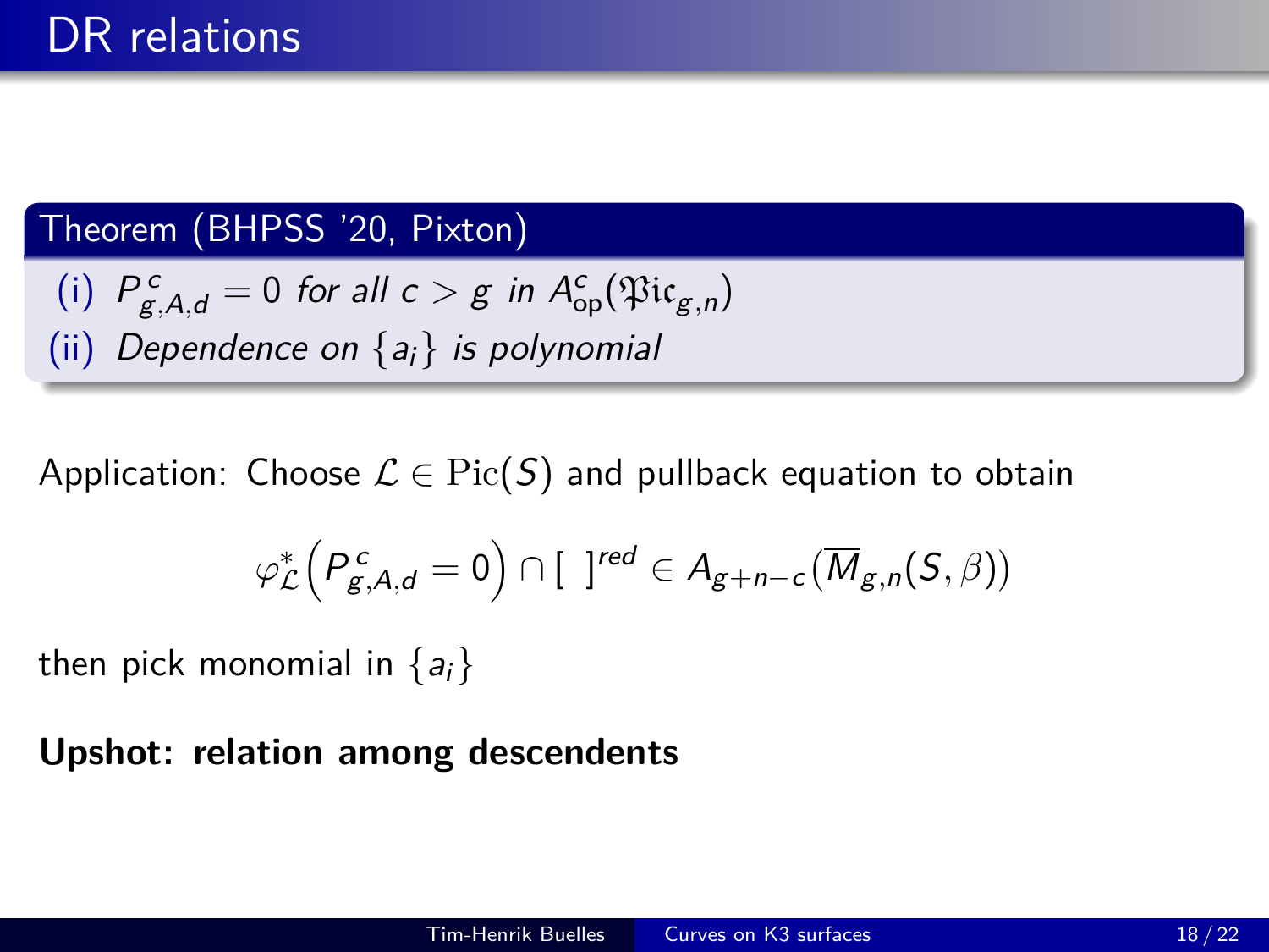# DR relations

**Theorem (BHPSS '20, Pixton)**

(i) *$P^c_{g,A,d} = 0$ for all $c > g$ in $A^c_{\mathrm{op}}(\mathfrak{Pic}_{g,n})$*

(ii) *Dependence on $\{a_i\}$ is polynomial*

Application: Choose $\mathcal{L} \in \mathrm{Pic}(S)$ and pullback equation to obtain

$$\varphi^*_{\mathcal{L}}\Big(P^c_{g,A,d} = 0\Big) \cap [\ \ ]^{red} \in A_{g+n-c}(\overline{M}_{g,n}(S,\beta))$$

then pick monomial in $\{a_i\}$

**Upshot: relation among descendents**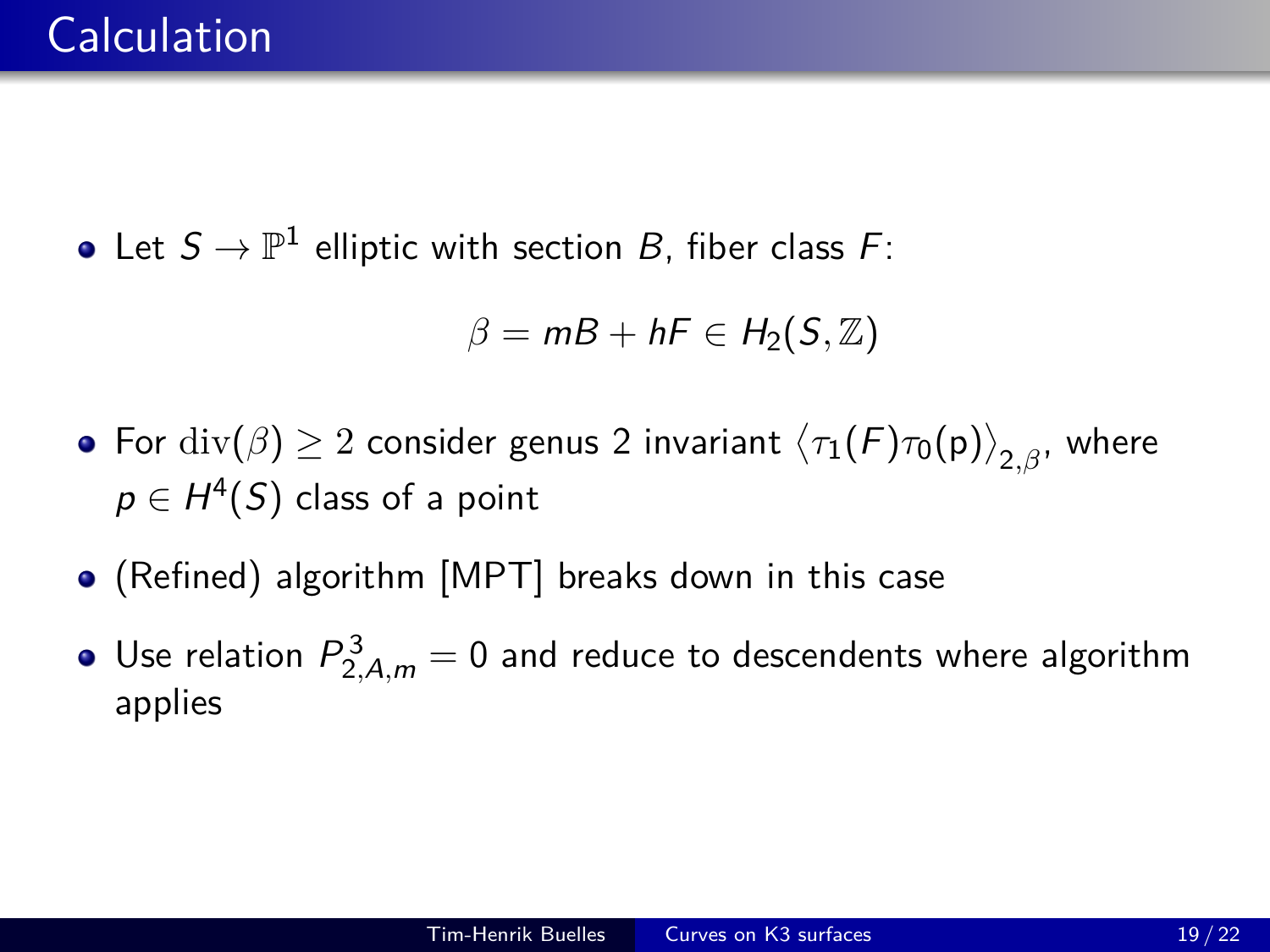# Calculation

- Let $S \to \mathbb{P}^1$ elliptic with section $B$, fiber class $F$:

$$\beta = mB + hF \in H_2(S, \mathbb{Z})$$

- For $\mathrm{div}(\beta) \geq 2$ consider genus 2 invariant $\langle \tau_1(F)\tau_0(\mathsf{p}) \rangle_{2,\beta}$, where $p \in H^4(S)$ class of a point
- (Refined) algorithm [MPT] breaks down in this case
- Use relation $P^3_{2,A,m} = 0$ and reduce to descendents where algorithm applies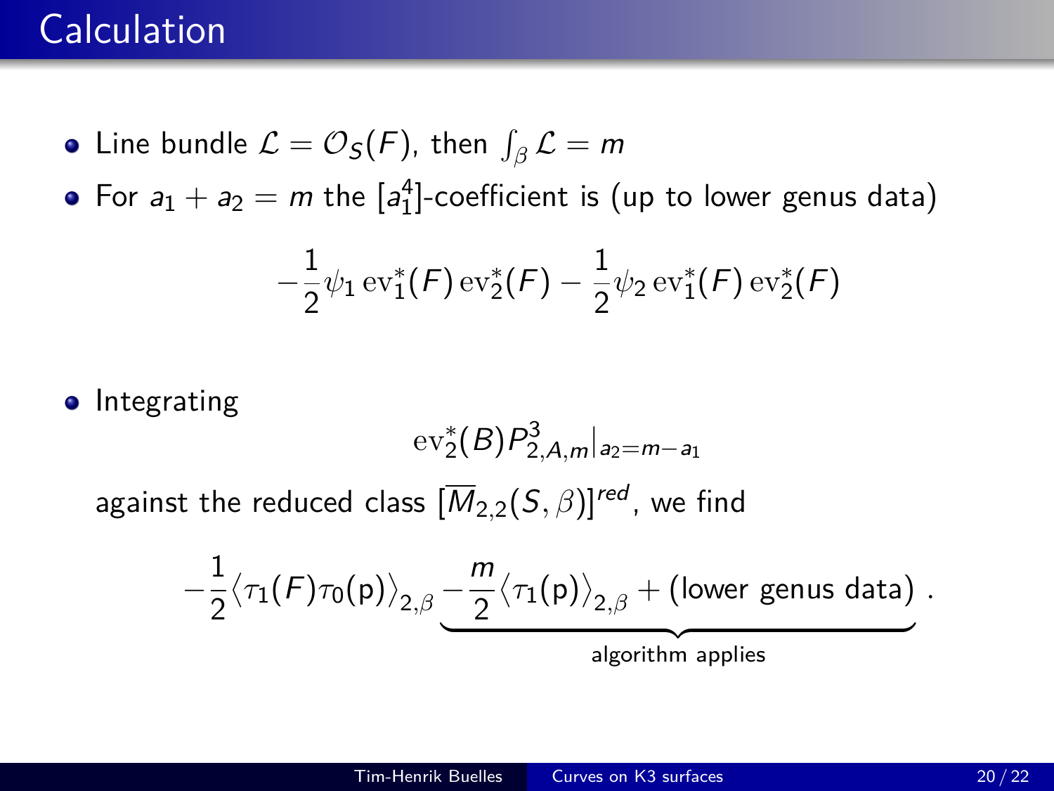# Calculation

- Line bundle $\mathcal{L} = \mathcal{O}_S(F)$, then $\int_\beta \mathcal{L} = m$
- For $a_1 + a_2 = m$ the $[a_1^4]$-coefficient is (up to lower genus data)

$$-\frac{1}{2}\psi_1 \, \mathrm{ev}_1^*(F) \, \mathrm{ev}_2^*(F) - \frac{1}{2}\psi_2 \, \mathrm{ev}_1^*(F) \, \mathrm{ev}_2^*(F)$$

- Integrating

$$\mathrm{ev}_2^*(B) P^3_{2,A,m}|_{a_2 = m - a_1}$$

against the reduced class $[\overline{M}_{2,2}(S,\beta)]^{red}$, we find

$$-\frac{1}{2}\langle \tau_1(F)\tau_0(\mathsf{p})\rangle_{2,\beta} \underbrace{-\frac{m}{2}\langle \tau_1(\mathsf{p})\rangle_{2,\beta} + (\text{lower genus data})}_{\text{algorithm applies}} .$$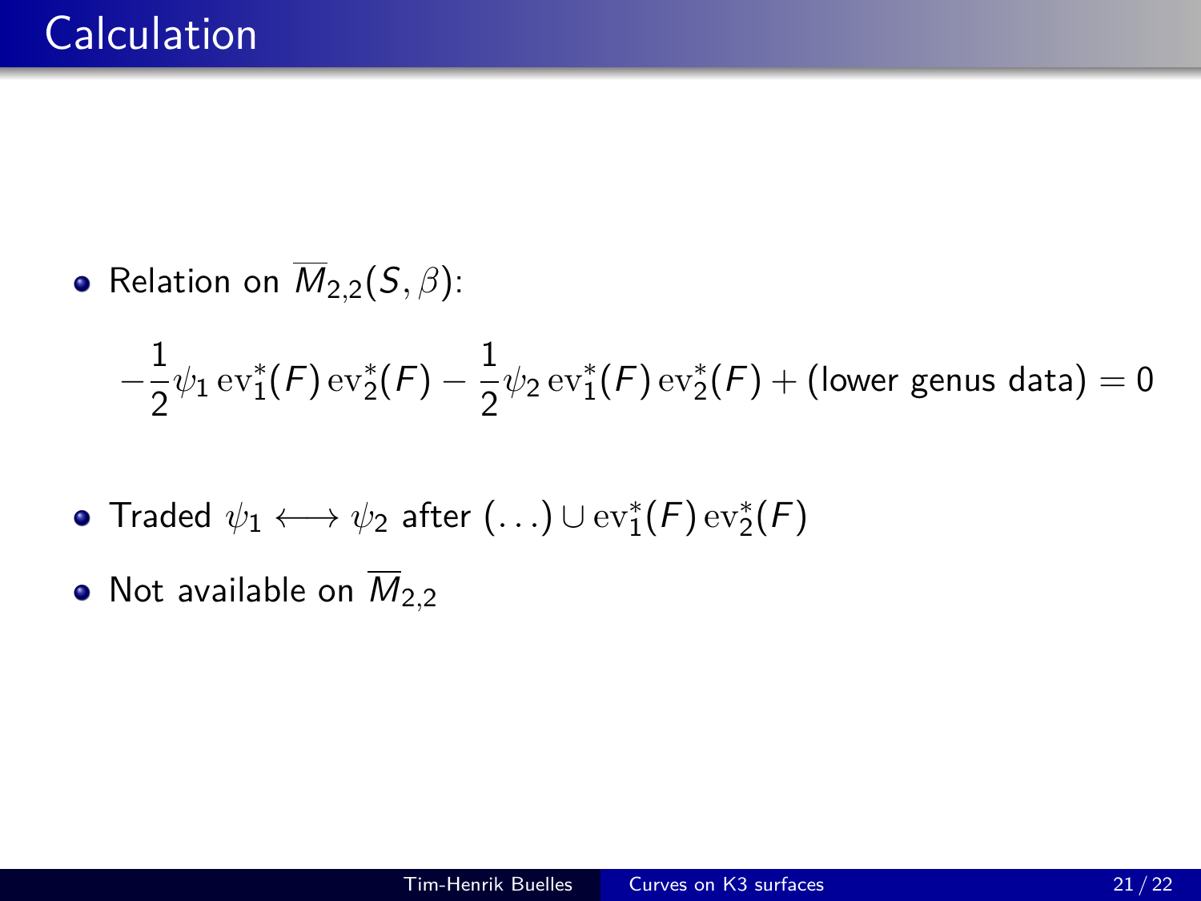# Calculation

- Relation on $\overline{M}_{2,2}(S, \beta)$:

$$-\frac{1}{2}\psi_1 \,\mathrm{ev}_1^*(F)\,\mathrm{ev}_2^*(F) - \frac{1}{2}\psi_2 \,\mathrm{ev}_1^*(F)\,\mathrm{ev}_2^*(F) + \text{(lower genus data)} = 0$$

- Traded $\psi_1 \longleftrightarrow \psi_2$ after $(\ldots) \cup \mathrm{ev}_1^*(F)\,\mathrm{ev}_2^*(F)$
- Not available on $\overline{M}_{2,2}$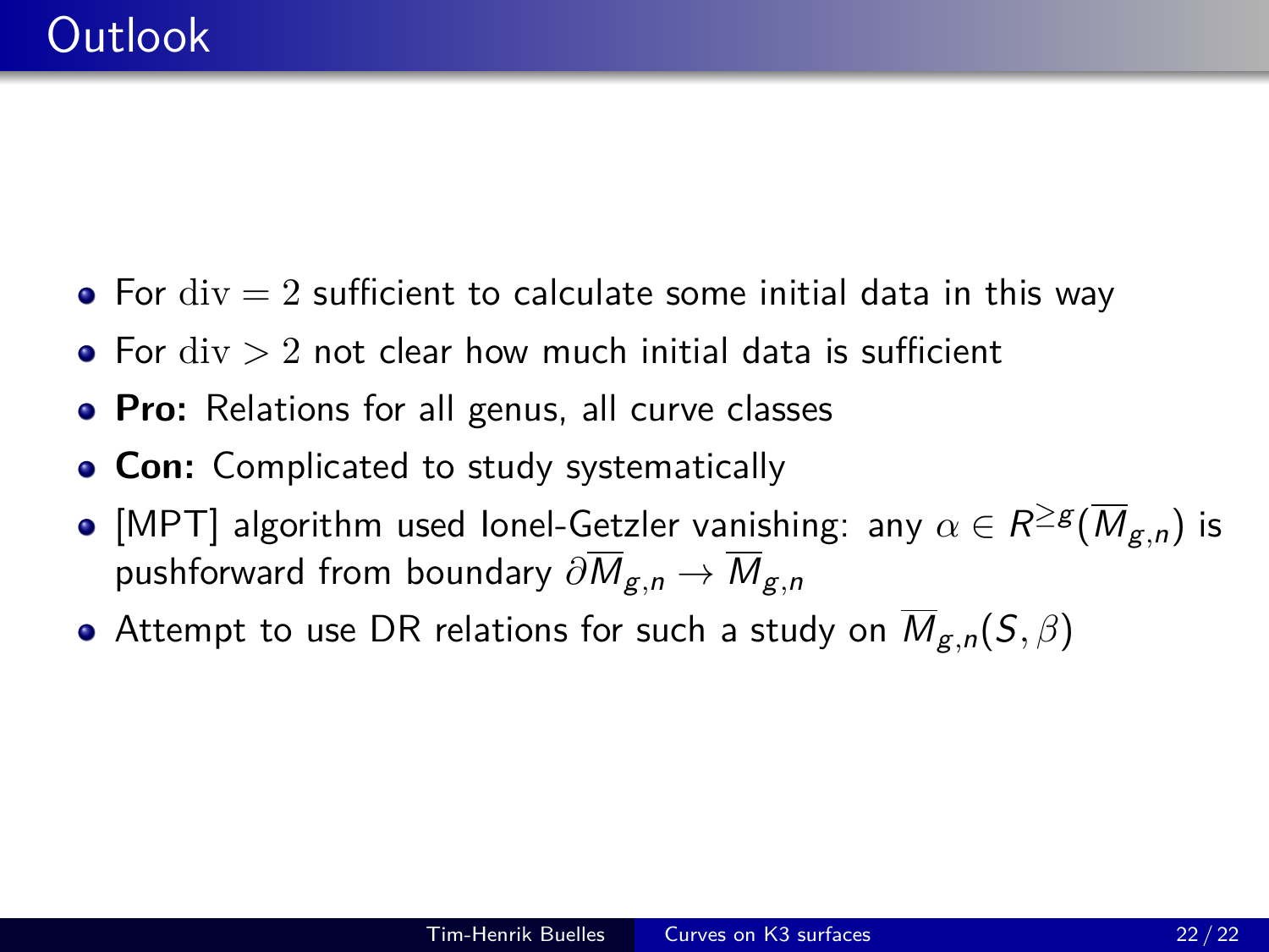# Outlook

- For $\mathrm{div} = 2$ sufficient to calculate some initial data in this way
- For $\mathrm{div} > 2$ not clear how much initial data is sufficient
- **Pro:** Relations for all genus, all curve classes
- **Con:** Complicated to study systematically
- [MPT] algorithm used Ionel-Getzler vanishing: any $\alpha \in R^{\geq g}(\overline{M}_{g,n})$ is pushforward from boundary $\partial\overline{M}_{g,n} \to \overline{M}_{g,n}$
- Attempt to use DR relations for such a study on $\overline{M}_{g,n}(S, \beta)$